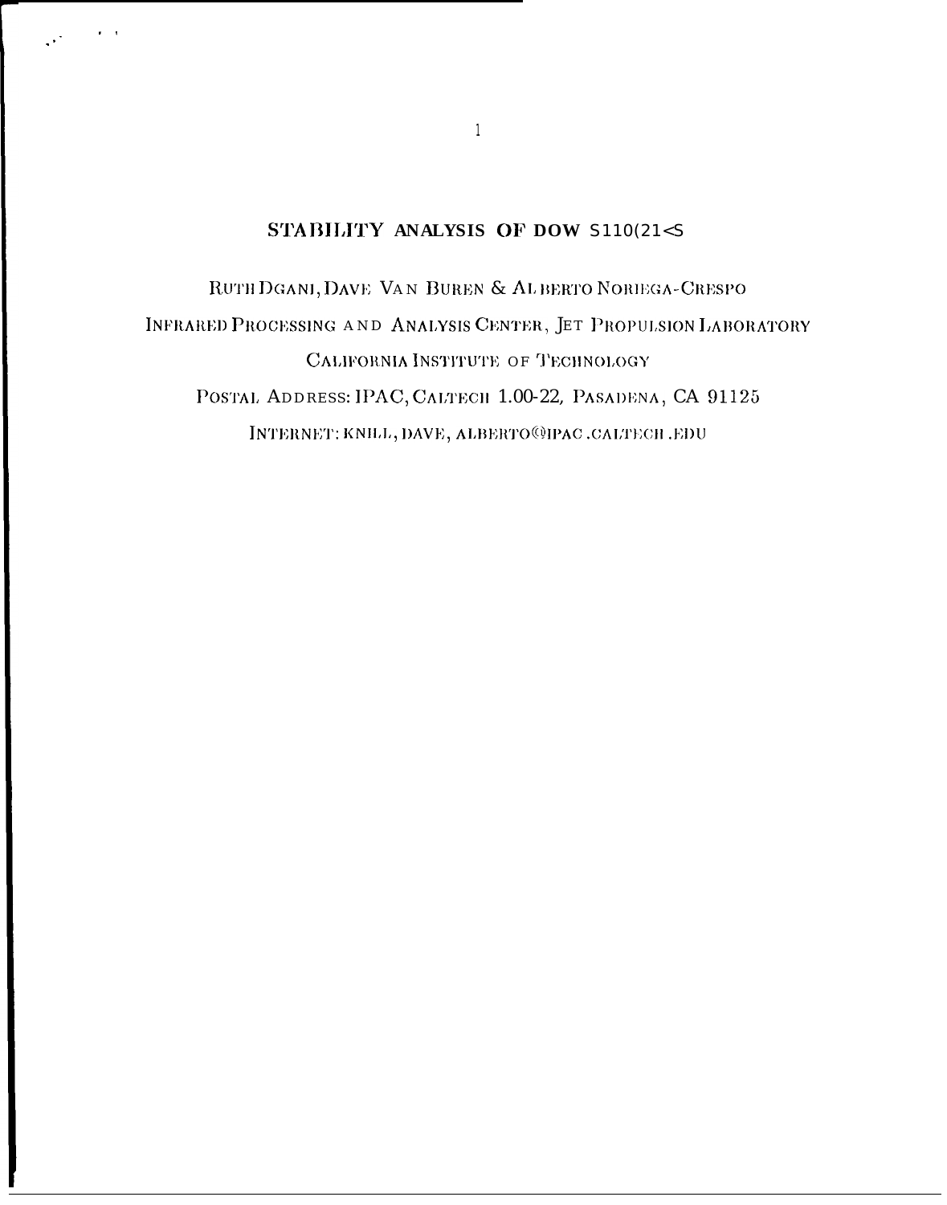# STABILITY ANALYSIS OF DOW S110(21<S

RUTH DGANI, DAVE VAN BUREN & ALBERTO NORIEGA-CRESPO

INFRARED PROCESSING AND ANALYSIS CENTER, JET PROPULSION LABORATORY

CALIFORNIA INSTITUTE OF TECHNOLOGY

POSTAL ADDRESS: IPAC, CALTECH 1.00-22, PASADENA, CA 91125

INTERNET: KNILL, DAVE, ALBERTO@IPAC.CALTECH.EDU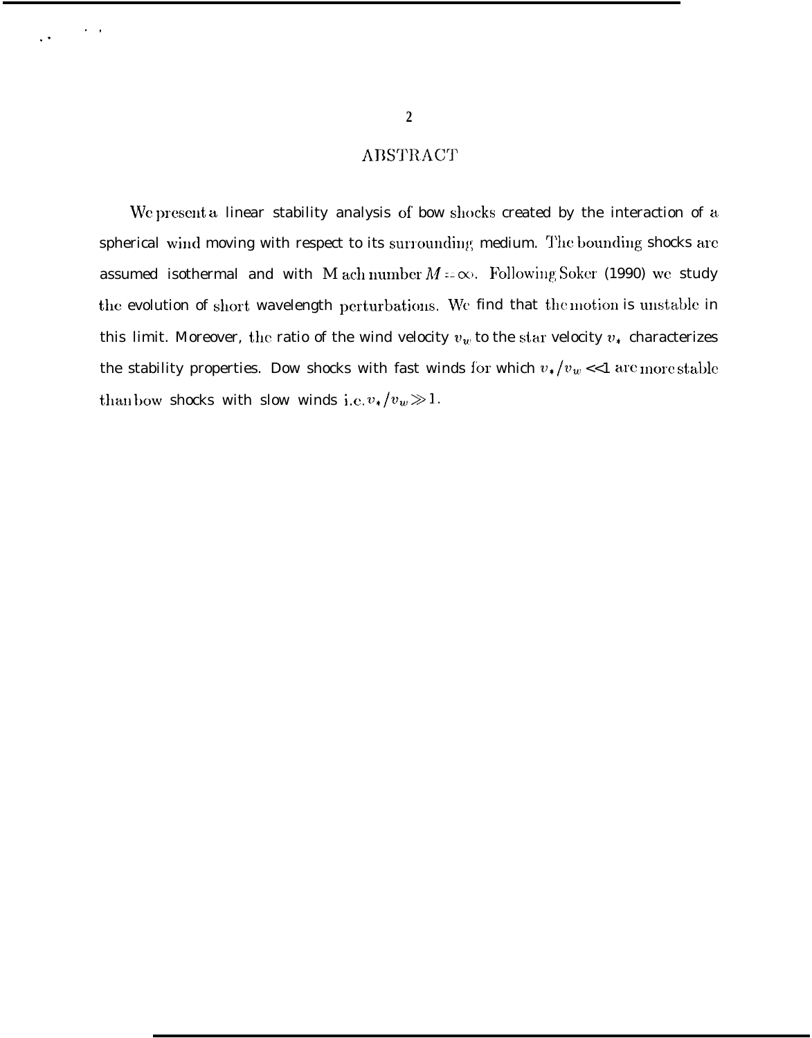# ABSTRACT

We present a linear stability analysis of bow shocks created by the interaction of a spherical wind moving with respect to its surrounding medium. The bounding shocks are assumed isothermal and with Mach number $M = \infty$. Following Soker (1990) we study the evolution of short wavelength perturbations. We find that the motion is unstable in this limit. Moreover, the ratio of the wind velocity $v_w$ to the star velocity $v_*$ characterizes the stability properties. Dow shocks with fast winds for which $v_*/v_w \ll 1$ are more stable than bow shocks with slow winds i.e. $v_*/v_w \gg 1$.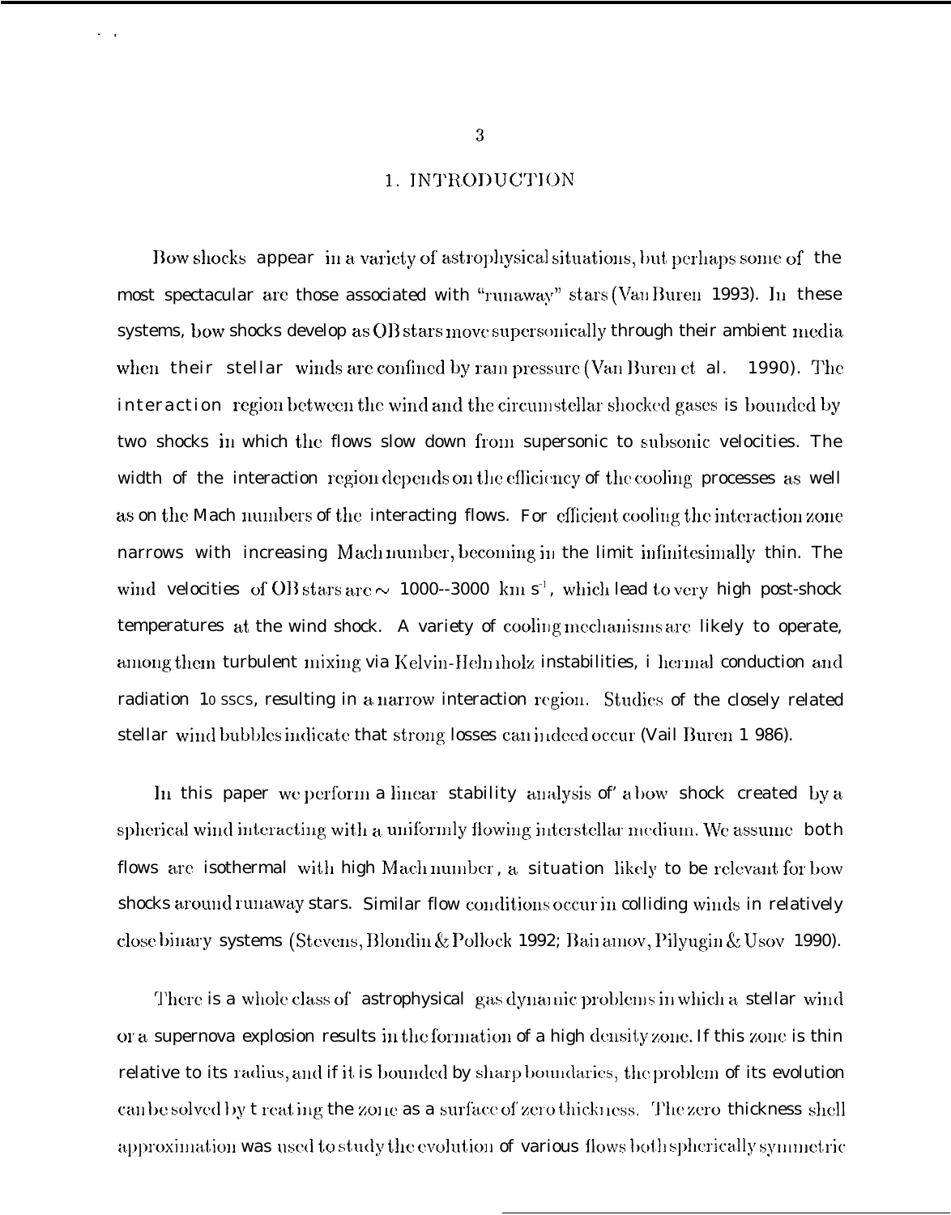# 1. INTRODUCTION

Bow shocks appear in a variety of astrophysical situations, but perhaps some of the most spectacular are those associated with "runaway" stars (Van Buren 1993). In these systems, bow shocks develop as OB stars move supersonically through their ambient media when their stellar winds are confined by ram pressure (Van Buren et al. 1990). The interaction region between the wind and the circumstellar shocked gases is bounded by two shocks in which the flows slow down from supersonic to subsonic velocities. The width of the interaction region depends on the efficiency of the cooling processes as well as on the Mach numbers of the interacting flows. For efficient cooling the interaction zone narrows with increasing Mach number, becoming in the limit infinitesimally thin. The wind velocities of OB stars are $\sim$ 1000--3000 km $s^{-1}$, which lead to very high post-shock temperatures at the wind shock. A variety of cooling mechanisms are likely to operate, among them turbulent mixing via Kelvin-Helmholz instabilities, thermal conduction and radiation losses, resulting in a narrow interaction region. Studies of the closely related stellar wind bubbles indicate that strong losses can indeed occur (Van Buren 1986).

In this paper we perform a linear stability analysis of a bow shock created by a spherical wind interacting with a uniformly flowing interstellar medium. We assume both flows are isothermal with high Mach number, a situation likely to be relevant for bow shocks around runaway stars. Similar flow conditions occur in colliding winds in relatively close binary systems (Stevens, Blondin & Pollock 1992; Bairamov, Pilyugin & Usov 1990).

There is a whole class of astrophysical gas dynamic problems in which a stellar wind or a supernova explosion results in the formation of a high density zone. If this zone is thin relative to its radius, and if it is bounded by sharp boundaries, the problem of its evolution can be solved by treating the zone as a surface of zero thickness. The zero thickness shell approximation was used to study the evolution of various flows both spherically symmetric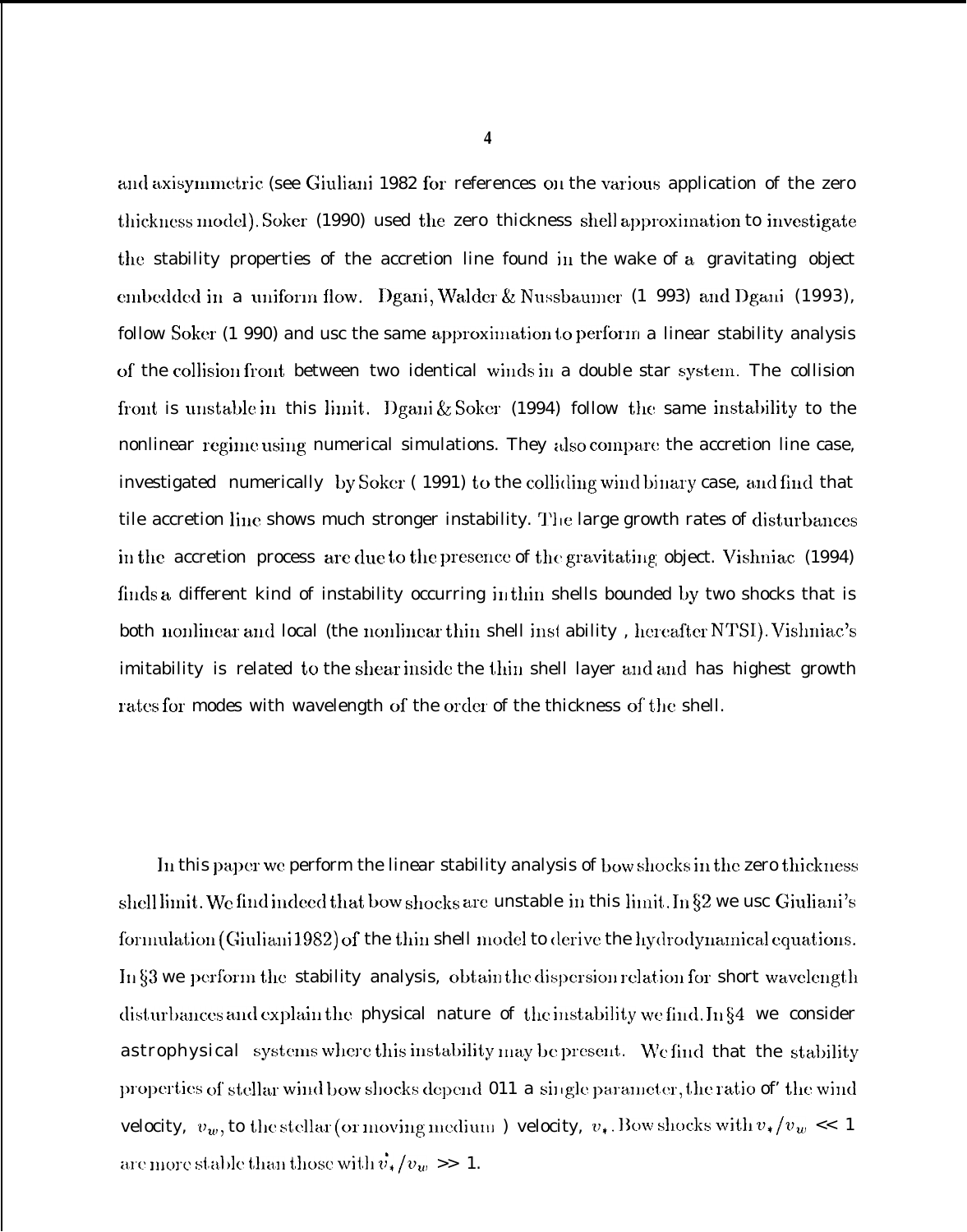and axisymmetric (see Giuliani 1982 for references on the various application of the zero thickness model). Soker (1990) used the zero thickness shell approximation to investigate the stability properties of the accretion line found in the wake of a gravitating object embedded in a uniform flow. Dgani, Walder & Nussbaumer (1 993) and Dgani (1993), follow Soker (1 990) and usc the same approximation to perform a linear stability analysis of the collision front between two identical winds in a double star system. The collision front is unstable in this limit. Dgani & Soker (1994) follow the same instability to the nonlinear regime using numerical simulations. They also compare the accretion line case, investigated numerically by Soker ( 1991) to the colliding wind binary case, and find that tile accretion line shows much stronger instability. The large growth rates of disturbances in the accretion process are due to the presence of the gravitating object. Vishniac (1994) finds a different kind of instability occurring in thin shells bounded by two shocks that is both nonlinear and local (the nonlinear thin shell inst ability , hereafter NTSI). Vishniac's imitability is related to the shear inside the thin shell layer and and has highest growth rates for modes with wavelength of the order of the thickness of the shell.

In this paper we perform the linear stability analysis of bow shocks in the zero thickness shell limit. We find indeed that bow shocks are unstable in this limit. In §2 we usc Giuliani's formulation (Giuliani 1982) of the thin shell model to derive the hydrodynamical equations. In §3 we perform the stability analysis, obtain the dispersion relation for short wavelength disturbances and explain the physical nature of the instability we find. In §4 we consider astrophysical systems where this instability may be present. We find that the stability properties of stellar wind bow shocks depend 011 a single parameter, the ratio of' the wind velocity, $v_w$, to the stellar (or moving medium ) velocity, $v_*$. Bow shocks with $v_*/v_w << 1$ are more stable than those with $v_*/v_w >> 1$.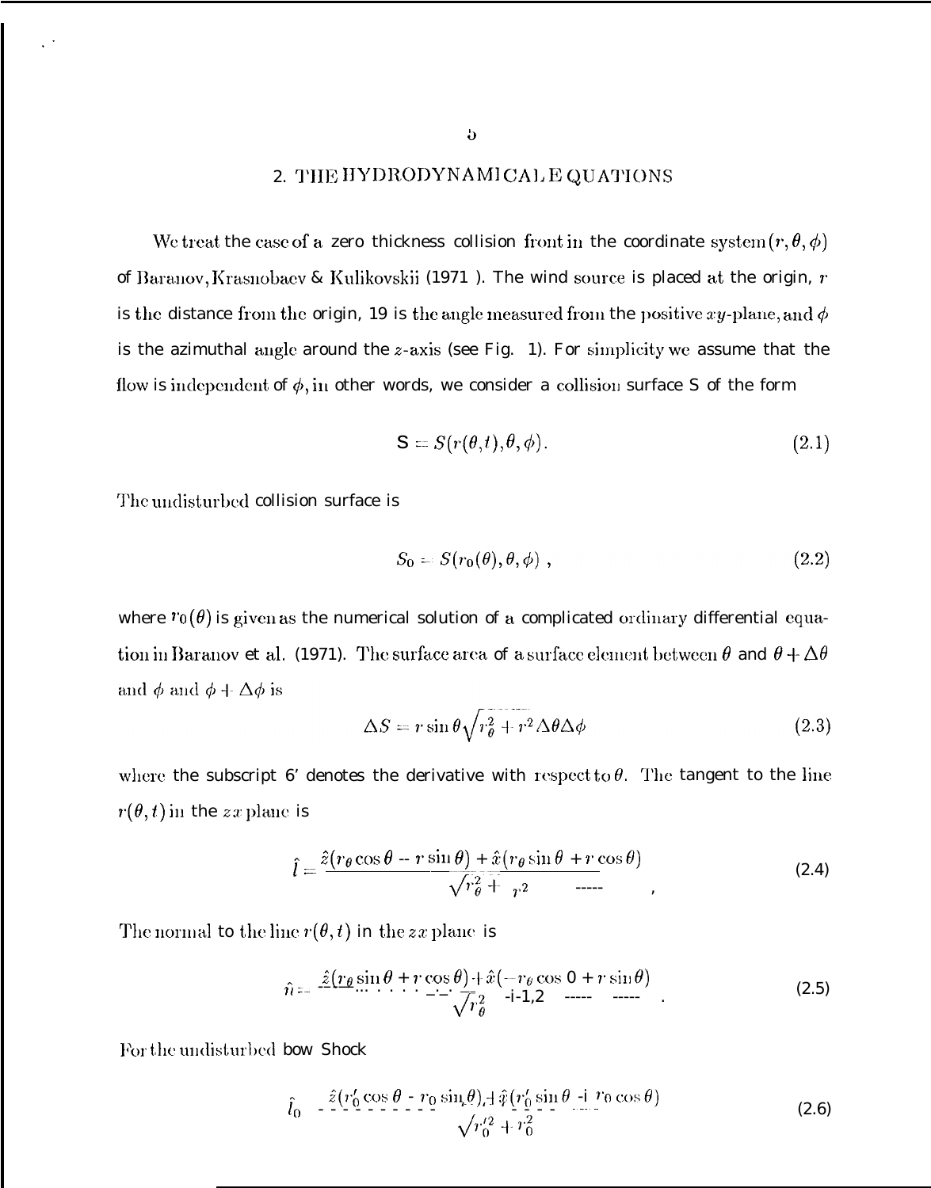## 2. THE HYDRODYNAMICAL EQUATIONS

We treat the case of a zero thickness collision front in the coordinate system $(r, \theta, \phi)$ of Baranov, Krasnobaev & Kulikovskii (1971). The wind source is placed at the origin, $r$ is the distance from the origin, $\theta$ is the angle measured from the positive $xy$-plane, and $\phi$ is the azimuthal angle around the $z$-axis (see Fig. 1). For simplicity we assume that the flow is independent of $\phi$, in other words, we consider a collision surface S of the form

$$S = S(r(\theta, t), \theta, \phi). \tag{2.1}$$

The undisturbed collision surface is

$$S_0 = S(r_0(\theta), \theta, \phi) , \tag{2.2}$$

where $r_0(\theta)$ is given as the numerical solution of a complicated ordinary differential equation in Baranov et al. (1971). The surface area of a surface element between $\theta$ and $\theta + \Delta\theta$ and $\phi$ and $\phi + \Delta\phi$ is

$$\Delta S = r \sin\theta \sqrt{r_\theta^2 + r^2}\, \Delta\theta \Delta\phi \tag{2.3}$$

where the subscript $\theta$ denotes the derivative with respect to $\theta$. The tangent to the line $r(\theta, t)$ in the $zx$ plane is

$$\hat{l} = \frac{\hat{z}(r_\theta \cos\theta - r \sin\theta) + \hat{x}(r_\theta \sin\theta + r \cos\theta)}{\sqrt{r_\theta^2 + r^2}} , \tag{2.4}$$

The normal to the line $r(\theta, t)$ in the $zx$ plane is

$$\hat{n} = \frac{\hat{z}(r_\theta \sin\theta + r \cos\theta) + \hat{x}(-r_\theta \cos\theta + r \sin\theta)}{\sqrt{r_\theta^2 + r^2}} . \tag{2.5}$$

For the undisturbed bow Shock

$$\hat{l}_0 = \frac{\hat{z}(r_0' \cos\theta - r_0 \sin\theta) + \hat{x}(r_0' \sin\theta + r_0 \cos\theta)}{\sqrt{r_0'^2 + r_0^2}} \tag{2.6}$$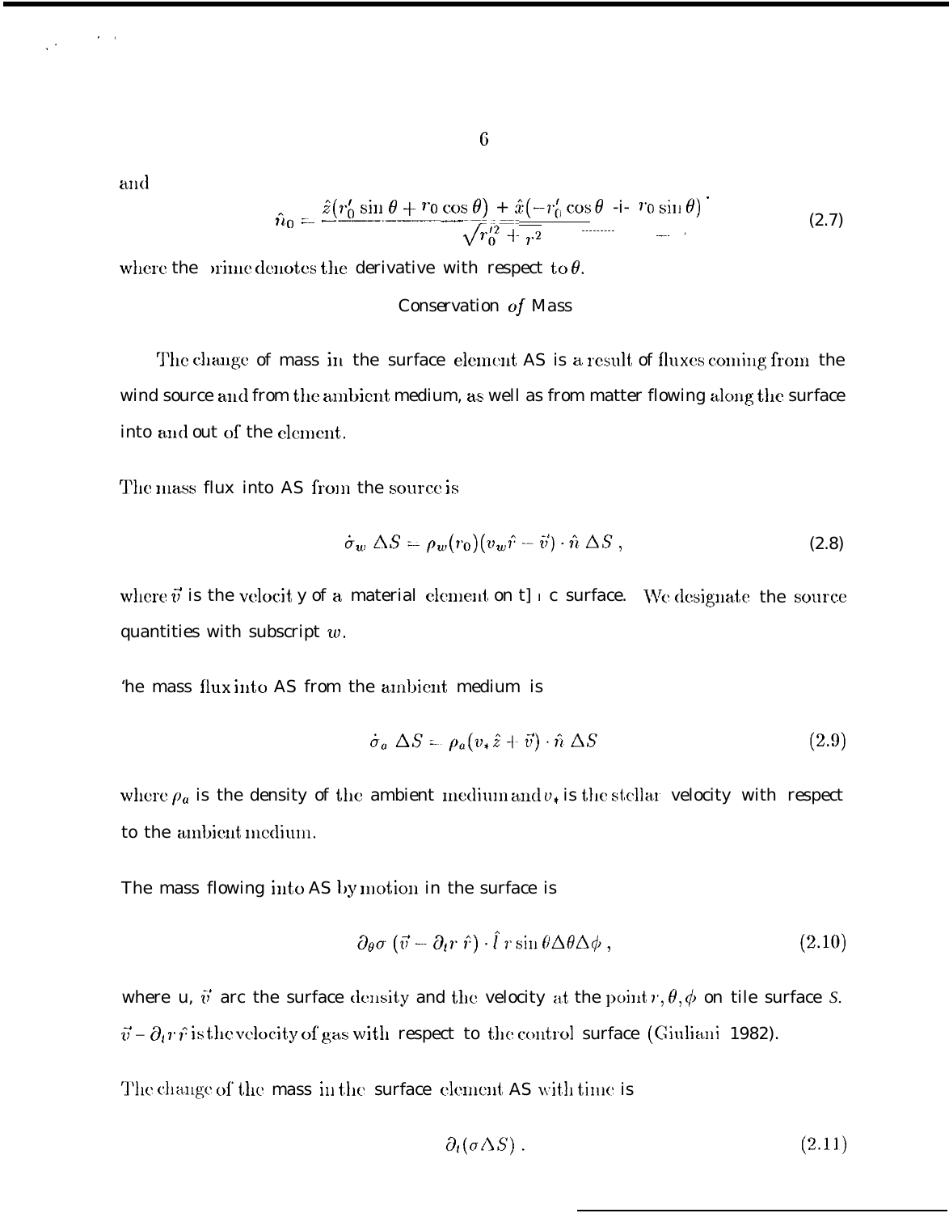and

$$\hat{n}_0 = \frac{\hat{z}(r_0' \sin\theta + r_0 \cos\theta) + \hat{x}(-r_0' \cos\theta + r_0 \sin\theta)}{\sqrt{r_0'^2 + r^2}} \tag{2.7}$$

where the prime denotes the derivative with respect to $\theta$.

### Conservation *of* Mass

The change of mass in the surface element $\Delta S$ is a result of fluxes coming from the wind source and from the ambient medium, as well as from matter flowing along the surface into and out of the element.

The mass flux into $\Delta S$ from the source is

$$\dot{\sigma}_w \, \Delta S = \rho_w(r_0)(v_w \hat{r} - \vec{v}) \cdot \hat{n} \, \Delta S \, , \tag{2.8}$$

where $\vec{v}$ is the velocity of a material element on the surface. We designate the source quantities with subscript $w$.

The mass flux into $\Delta S$ from the ambient medium is

$$\dot{\sigma}_a \, \Delta S = \rho_a(v_* \hat{z} + \vec{v}) \cdot \hat{n} \, \Delta S \tag{2.9}$$

where $\rho_a$ is the density of the ambient medium and $v_*$ is the stellar velocity with respect to the ambient medium.

The mass flowing into $\Delta S$ by motion in the surface is

$$\partial_\theta \sigma \, (\vec{v} - \partial_t r \, \hat{r}) \cdot \hat{l} \, r \sin\theta \Delta\theta \Delta\phi \, , \tag{2.10}$$

where $\sigma$, $\vec{v}$ are the surface density and the velocity at the point $r, \theta, \phi$ on the surface $S$. $\vec{v} - \partial_t r \, \hat{r}$ is the velocity of gas with respect to the control surface (Giuliani 1982).

The change of the mass in the surface element $\Delta S$ with time is

$$\partial_t(\sigma \Delta S) \, . \tag{2.11}$$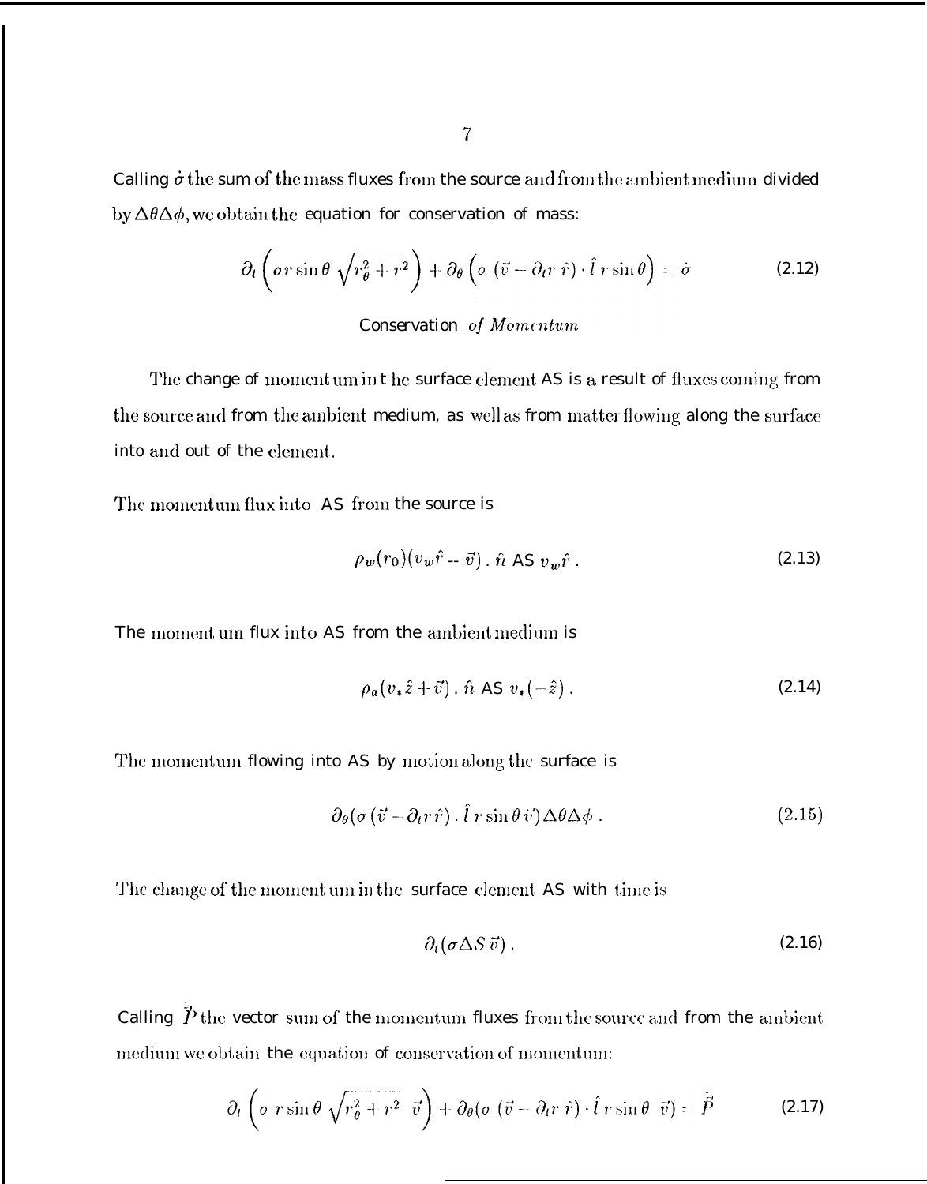Calling $\dot{\sigma}$ the sum of the mass fluxes from the source and from the ambient medium divided by $\Delta\theta\Delta\phi$, we obtain the equation for conservation of mass:

$$\partial_t \left( \sigma r \sin\theta \sqrt{r_\theta^2 + r^2} \right) + \partial_\theta \left( \sigma \left( \vec{v} - \partial_t r \, \hat{r} \right) \cdot \hat{l} \, r \sin\theta \right) = \dot{\sigma} \tag{2.12}$$

### Conservation *of Momentum*

The change of momentum in the surface element $\Delta S$ is a result of fluxes coming from the source and from the ambient medium, as well as from matter flowing along the surface into and out of the element.

The momentum flux into $\Delta S$ from the source is

$$\rho_w(r_0)(v_w \hat{r} - \vec{v}) \cdot \hat{n} \, \Delta S \, v_w \hat{r} \, . \tag{2.13}$$

The momentum flux into $\Delta S$ from the ambient medium is

$$\rho_a (v_* \hat{z} + \vec{v}) \cdot \hat{n} \, \Delta S \, v_* (-\hat{z}) \, . \tag{2.14}$$

The momentum flowing into $\Delta S$ by motion along the surface is

$$\partial_\theta (\sigma \, (\vec{v} - \partial_t r \, \hat{r}) \cdot \hat{l} \, r \sin\theta \, \vec{v}) \Delta\theta\Delta\phi \, . \tag{2.15}$$

The change of the momentum in the surface element $\Delta S$ with time is

$$\partial_t (\sigma \Delta S \, \vec{v}) \, . \tag{2.16}$$

Calling $\dot{\vec{P}}$ the vector sum of the momentum fluxes from the source and from the ambient medium we obtain the equation of conservation of momentum:

$$\partial_t \left( \sigma \, r \sin\theta \sqrt{r_\theta^2 + r^2} \;\; \vec{v} \right) + \partial_\theta (\sigma \, (\vec{v} - \partial_t r \, \hat{r}) \cdot \hat{l} \, r \sin\theta \;\; \vec{v}) = \dot{\vec{P}} \tag{2.17}$$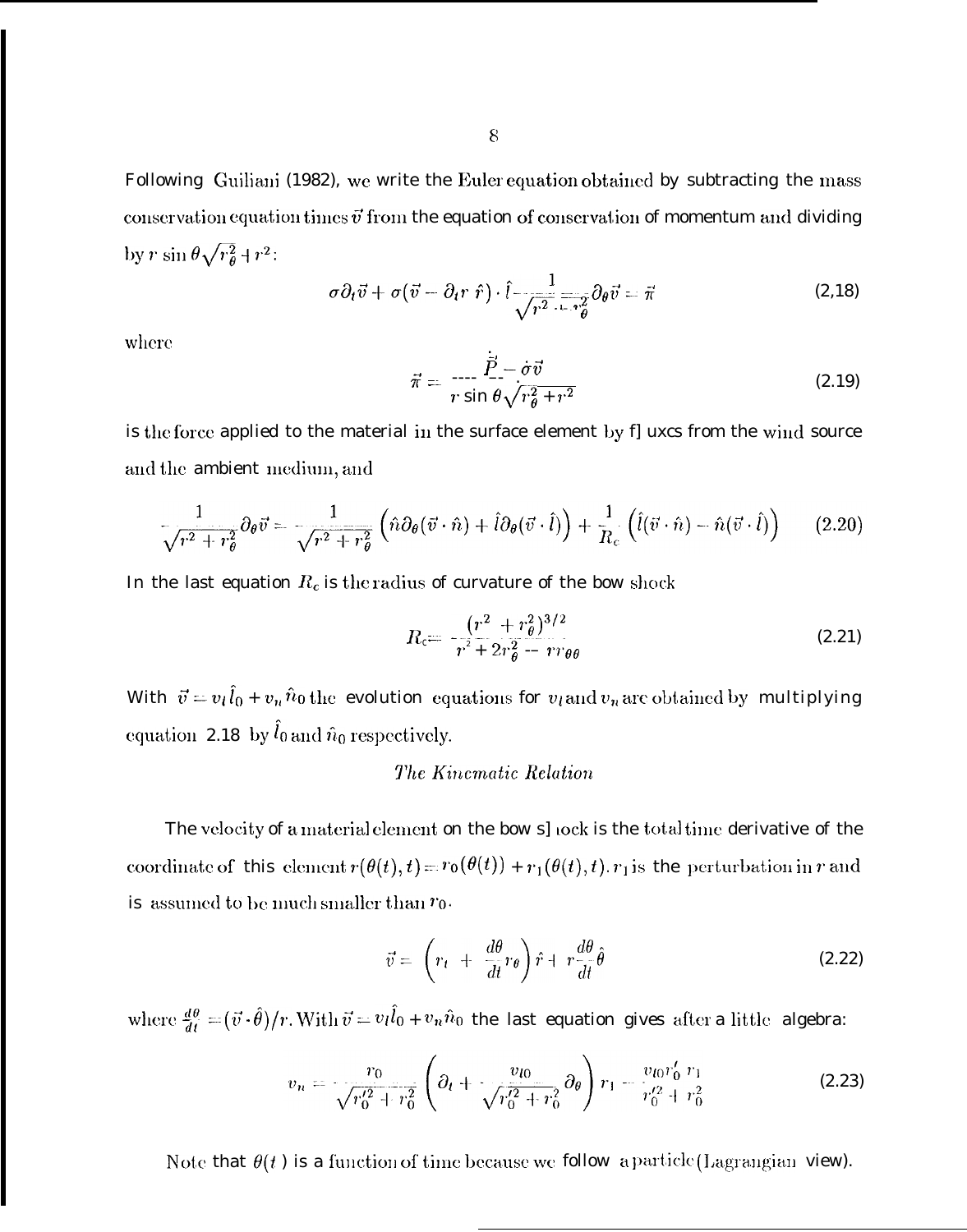Following Guiliani (1982), we write the Euler equation obtained by subtracting the mass conservation equation times $\vec{v}$ from the equation of conservation of momentum and dividing by $r \sin\theta\sqrt{r_\theta^2 + r^2}$:

$$\sigma \partial_t \vec{v} + \sigma(\vec{v} - \partial_t r\, \hat{r}) \cdot \hat{l} \frac{1}{\sqrt{r^2 + r_\theta^2}} \partial_\theta \vec{v} = \vec{\pi} \tag{2,18}$$

where

$$\vec{\pi} = \frac{\dot{\vec{P}} - \dot{\sigma}\vec{v}}{r \sin\theta\sqrt{r_\theta^2 + r^2}} \tag{2.19}$$

is the force applied to the material in the surface element by fluxes from the wind source and the ambient medium, and

$$\frac{1}{\sqrt{r^2 + r_\theta^2}} \partial_\theta \vec{v} = \frac{1}{\sqrt{r^2 + r_\theta^2}} \left(\hat{n}\partial_\theta(\vec{v} \cdot \hat{n}) + \hat{l}\partial_\theta(\vec{v} \cdot \hat{l})\right) + \frac{1}{R_c}\left(\hat{l}(\vec{v} \cdot \hat{n}) - \hat{n}(\vec{v} \cdot \hat{l})\right) \tag{2.20}$$

In the last equation $R_c$ is the radius of curvature of the bow shock

$$R_c = \frac{(r^2 + r_\theta^2)^{3/2}}{r^2 + 2r_\theta^2 - r r_{\theta\theta}} \tag{2.21}$$

With $\vec{v} = v_l \hat{l}_0 + v_n \hat{n}_0$ the evolution equations for $v_l$ and $v_n$ are obtained by multiplying equation 2.18 by $\hat{l}_0$ and $\hat{n}_0$ respectively.

*The Kinematic Relation*

The velocity of a material element on the bow shock is the total time derivative of the coordinate of this element $r(\theta(t), t) = r_0(\theta(t)) + r_1(\theta(t), t)$. $r_1$ is the perturbation in $r$ and is assumed to be much smaller than $r_0$.

$$\vec{v} = \left(r_t + \frac{d\theta}{dt} r_\theta\right)\hat{r} + r\frac{d\theta}{dt}\hat{\theta} \tag{2.22}$$

where $\frac{d\theta}{dt} = (\vec{v} \cdot \hat{\theta})/r$. With $\vec{v} = v_l \hat{l}_0 + v_n \hat{n}_0$ the last equation gives after a little algebra:

$$v_n = \frac{r_0}{\sqrt{r_0'^2 + r_0^2}} \left(\partial_t + \frac{v_{l0}}{\sqrt{r_0'^2 + r_0^2}} \partial_\theta\right) r_1 - \frac{v_{l0} r_0' r_1}{r_0'^2 + r_0^2} \tag{2.23}$$

Note that $\theta(t)$ is a function of time because we follow a particle (Lagrangian view).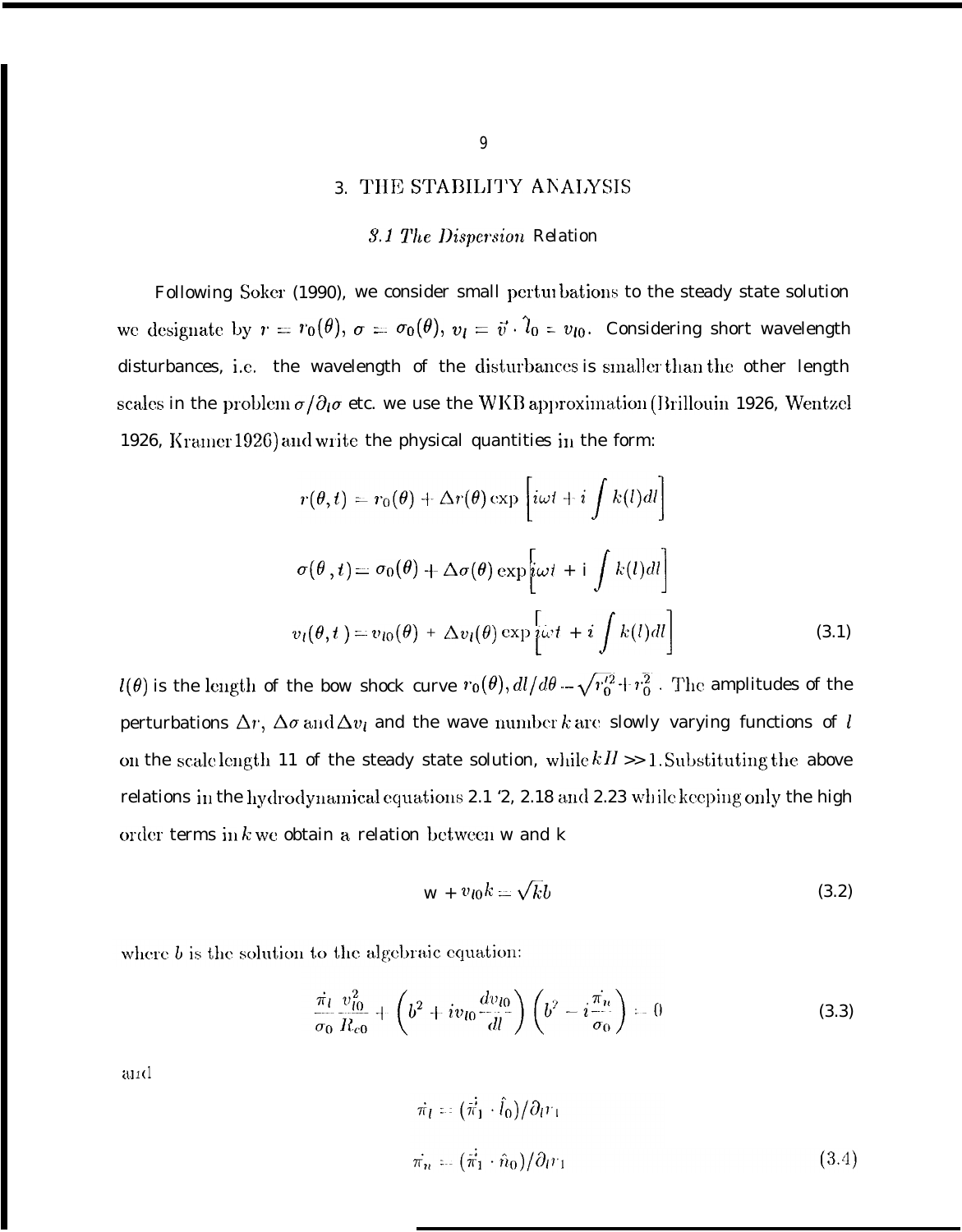## 3. THE STABILITY ANALYSIS

### *3.1 The Dispersion* Relation

Following Soker (1990), we consider small perturbations to the steady state solution we designate by $r = r_0(\theta)$, $\sigma = \sigma_0(\theta)$, $v_l = \vec{v} \cdot \hat{l}_0 = v_{l0}$. Considering short wavelength disturbances, i.e. the wavelength of the disturbances is smaller than the other length scales in the problem $\sigma/\partial_l \sigma$ etc. we use the WKB approximation (Brillouin 1926, Wentzel 1926, Kramer 1926) and write the physical quantities in the form:

$$r(\theta, t) = r_0(\theta) + \Delta r(\theta) \exp\left[i\omega t + i\int k(l)dl\right]$$

$$\sigma(\theta, t) = \sigma_0(\theta) + \Delta\sigma(\theta) \exp\left[i\omega t + i\int k(l)dl\right]$$

$$v_l(\theta, t) = v_{l0}(\theta) + \Delta v_l(\theta) \exp\left[i\omega t + i\int k(l)dl\right] \tag{3.1}$$

$l(\theta)$ is the length of the bow shock curve $r_0(\theta)$, $dl/d\theta = \sqrt{r_0'^2 + r_0^2}$. The amplitudes of the perturbations $\Delta r$, $\Delta\sigma$ and $\Delta v_l$ and the wave number $k$ are slowly varying functions of $l$ on the scale length 11 of the steady state solution, while $kll >> 1$. Substituting the above relations in the hydrodynamical equations 2.1 '2, 2.18 and 2.23 while keeping only the high order terms in $k$ we obtain a relation between w and k

$$w + v_{l0}k = \sqrt{k}b \tag{3.2}$$

where $b$ is the solution to the algebraic equation:

$$\frac{\dot{\pi}_l}{\sigma_0}\frac{v_{l0}^2}{R_{c0}} + \left(b^2 + iv_{l0}\frac{dv_{l0}}{dl}\right)\left(b^2 - i\frac{\dot{\pi}_n}{\sigma_0}\right) = 0 \tag{3.3}$$

and

$$\dot{\pi}_l = (\dot{\vec{\pi}}_1 \cdot \hat{l}_0)/\partial_l r_1$$

$$\dot{\pi}_n = (\dot{\vec{\pi}}_1 \cdot \hat{n}_0)/\partial_l r_1 \tag{3.4}$$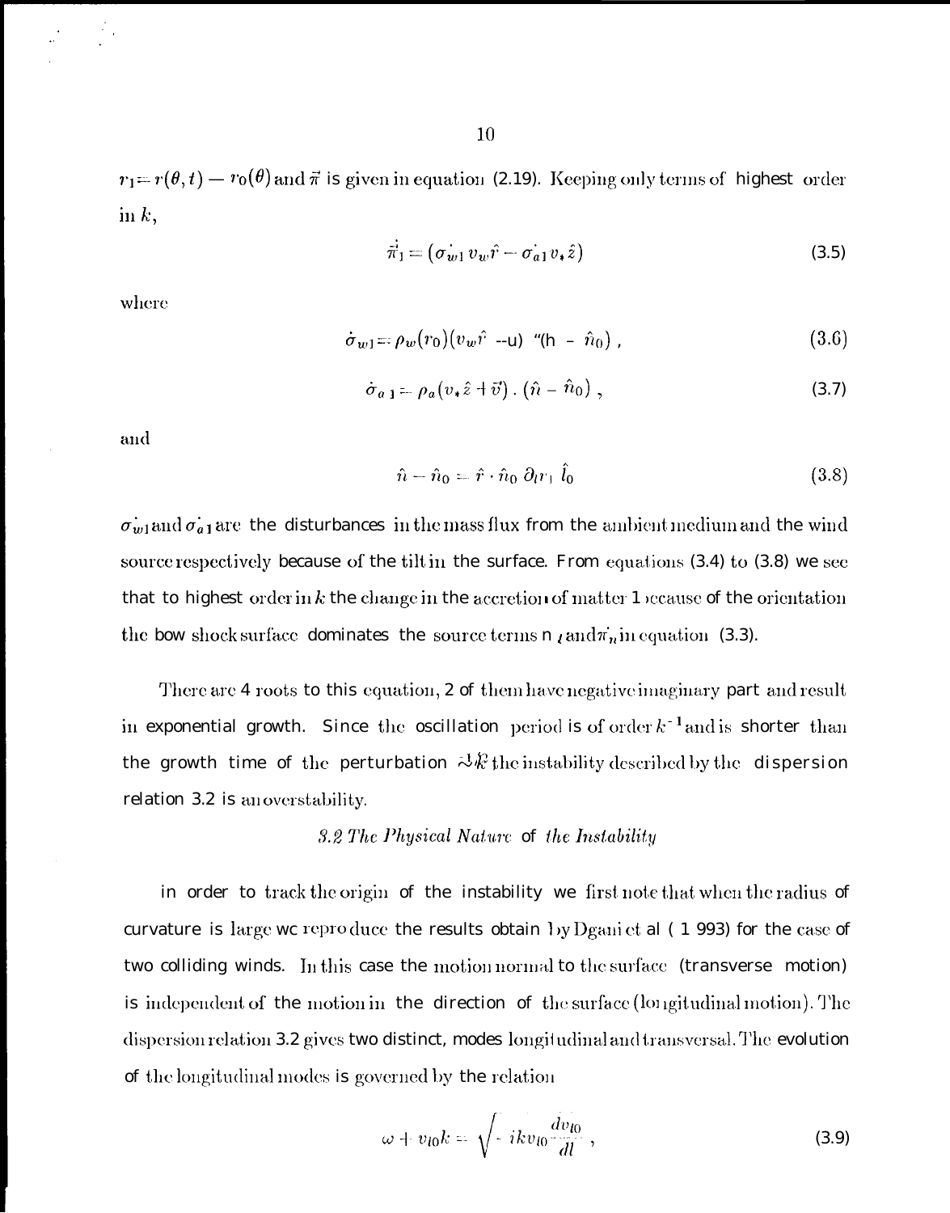$r_1 = r(\theta, t) - r_0(\theta)$ and $\vec{\pi}$ is given in equation (2.19). Keeping only terms of highest order in $k$,

$$\dot{\vec{\pi}}_1 = (\dot{\sigma}_{w1} v_w \hat{r} - \dot{\sigma}_{a1} v_* \hat{z}) \tag{3.5}$$

where

$$\dot{\sigma}_{w1} = \rho_w(r_0)(v_w \hat{r} - u) \cdot (\hat{n} - \hat{n}_0) , \tag{3.6}$$

$$\dot{\sigma}_{a1} = \rho_a(v_* \hat{z} + \vec{v}) \cdot (\hat{n} - \hat{n}_0) , \tag{3.7}$$

and

$$\hat{n} - \hat{n}_0 = \hat{r} \cdot \hat{n}_0 \, \partial_l r_1 \, \hat{l}_0 \tag{3.8}$$

$\dot{\sigma}_{w1}$ and $\dot{\sigma}_{a1}$ are the disturbances in the mass flux from the ambient medium and the wind source respectively because of the tilt in the surface. From equations (3.4) to (3.8) we see that to highest order in $k$ the change in the accretion of matter because of the orientation the bow shock surface dominates the source terms $\dot{\pi}_l$ and $\dot{\pi}_n$ in equation (3.3).

There are 4 roots to this equation, 2 of them have negative imaginary part and result in exponential growth. Since the oscillation period is of order $k^{-1}$ and is shorter than the growth time of the perturbation $\sim \sqrt{k}$ the instability described by the dispersion relation 3.2 is an overstability.

### *3.2 The Physical Nature of the Instability*

In order to track the origin of the instability we first note that when the radius of curvature is large we reproduce the results obtain by Dgani et al (1993) for the case of two colliding winds. In this case the motion normal to the surface (transverse motion) is independent of the motion in the direction of the surface (longitudinal motion). The dispersion relation 3.2 gives two distinct, modes longitudinal and transversal. The evolution of the longitudinal modes is governed by the relation

$$\omega + v_{l0} k = \sqrt{-ikv_{l0} \frac{dv_{l0}}{dl}} , \tag{3.9}$$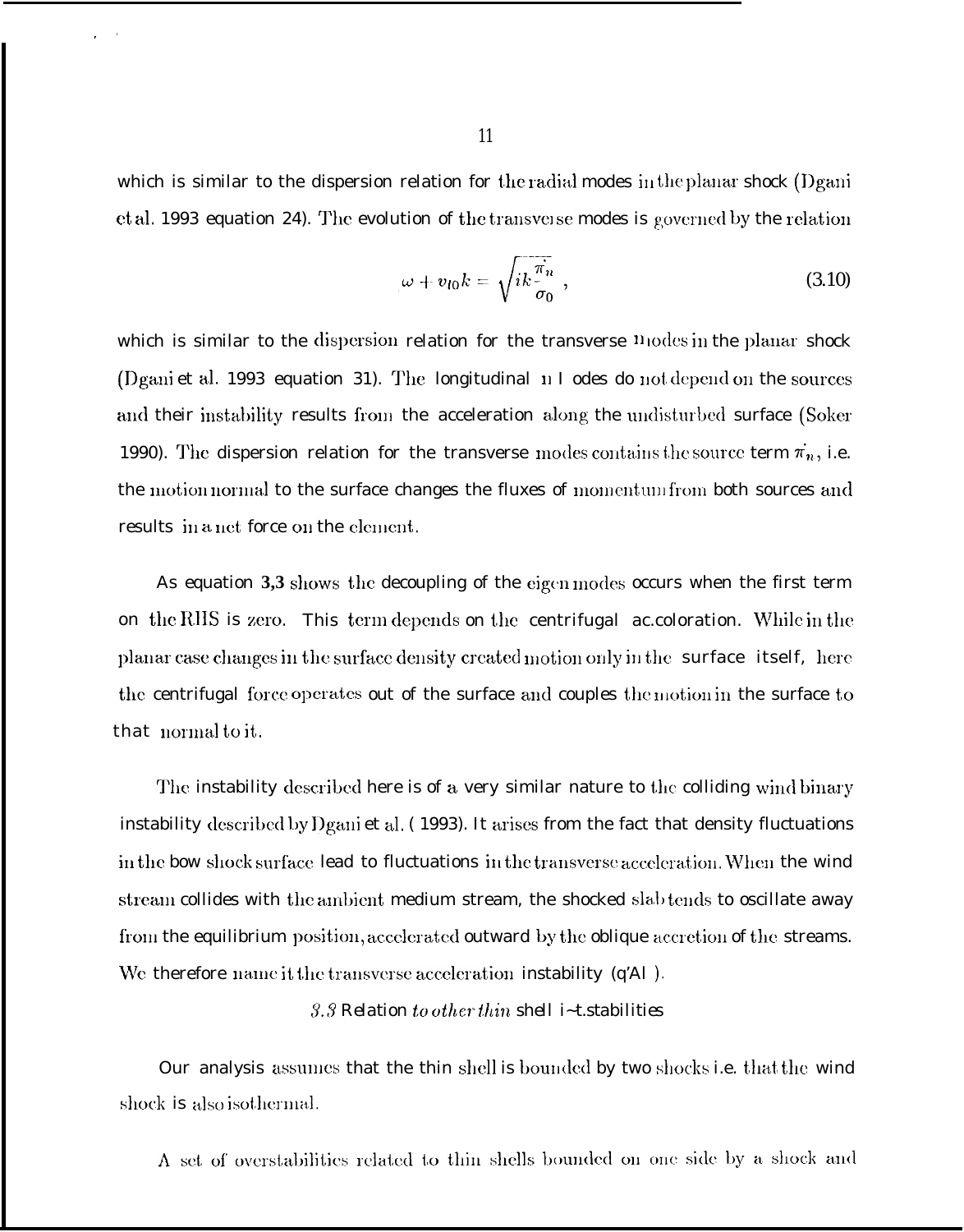which is similar to the dispersion relation for the radial modes in the planar shock (Dgani et al. 1993 equation 24). The evolution of the transverse modes is governed by the relation

$$\omega + v_{l0}k = \sqrt{ik\frac{\dot{\pi}_n}{\sigma_0}}\ , \tag{3.10}$$

which is similar to the dispersion relation for the transverse modes in the planar shock (Dgani et al. 1993 equation 31). The longitudinal modes do not depend on the sources and their instability results from the acceleration along the undisturbed surface (Soker 1990). The dispersion relation for the transverse modes contains the source term $\dot{\pi}_n$, i.e. the motion normal to the surface changes the fluxes of momentum from both sources and results in a net force on the element.

As equation 3,3 shows the decoupling of the eigen modes occurs when the first term on the RHS is zero. This term depends on the centrifugal acceleration. While in the planar case changes in the surface density created motion only in the surface itself, here the centrifugal force operates out of the surface and couples the motion in the surface to that normal to it.

The instability described here is of a very similar nature to the colliding wind binary instability described by Dgani et al. (1993). It arises from the fact that density fluctuations in the bow shock surface lead to fluctuations in the transverse acceleration. When the wind stream collides with the ambient medium stream, the shocked slab tends to oscillate away from the equilibrium position, accelerated outward by the oblique accretion of the streams. We therefore name it the transverse acceleration instability (TAI).

### *3.3* Relation *to other thin* shell instabilities

Our analysis assumes that the thin shell is bounded by two shocks i.e. that the wind shock is also isothermal.

A set of overstabilities related to thin shells bounded on one side by a shock and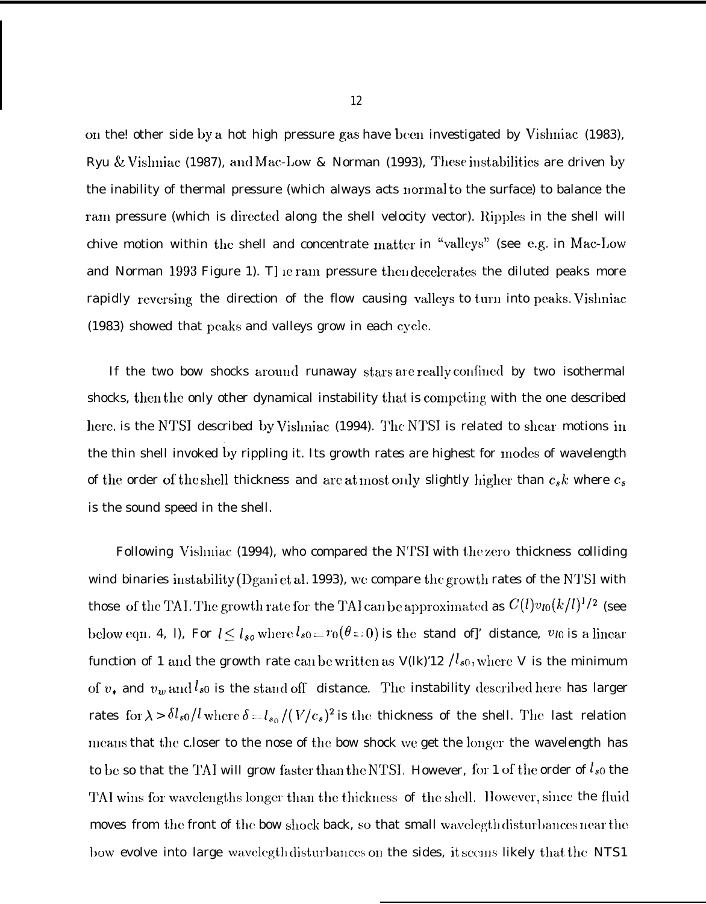on the! other side by a hot high pressure gas have been investigated by Vishniac (1983), Ryu & Vishniac (1987), and Mac-Low & Norman (1993), These instabilities are driven by the inability of thermal pressure (which always acts normal to the surface) to balance the ram pressure (which is directed along the shell velocity vector). Ripples in the shell will chive motion within the shell and concentrate matter in "valleys" (see e.g. in Mac-Low and Norman 1993 Figure 1). T] ie ram pressure then decelerates the diluted peaks more rapidly reversing the direction of the flow causing valleys to turn into peaks. Vishniac (1983) showed that peaks and valleys grow in each cycle.

If the two bow shocks around runaway stars are really confined by two isothermal shocks, then the only other dynamical instability that is competing with the one described here. is the NTSI described by Vishniac (1994). The NTSI is related to shear motions in the thin shell invoked by rippling it. Its growth rates are highest for modes of wavelength of the order of the shell thickness and are at most only slightly higher than $c_s k$ where $c_s$ is the sound speed in the shell.

Following Vishniac (1994), who compared the NTSI with the zero thickness colliding wind binaries instability (Dgani et al. 1993), we compare the growth rates of the NTSI with those of the TAI. The growth rate for the TAI can be approximated as $C(l)v_{l0}(k/l)^{1/2}$ (see below eqn. 4, I), For $l \leq l_{s0}$ where $l_{s0} = r_0(\theta = 0)$ is the stand of]' distance, $v_{l0}$ is a linear function of 1 and the growth rate can be written as V(lk)'12 $/l_{s0}$, where V is the minimum of $v_*$ and $v_w$ and $l_{s0}$ is the stand off distance. The instability described here has larger rates for $\lambda > \delta l_{s0}/l$ where $\delta = l_{s_0}/(V/c_s)^2$ is the thickness of the shell. The last relation means that the c.loser to the nose of the bow shock we get the longer the wavelength has to be so that the TAI will grow faster than the NTSI. However, for 1 of the order of $l_{s0}$ the TAI wins for wavelengths longer than the thickness of the shell. However, since the fluid moves from the front of the bow shock back, so that small wavelegth disturbances near the bow evolve into large wavelegth disturbances on the sides, it seems likely that the NTS1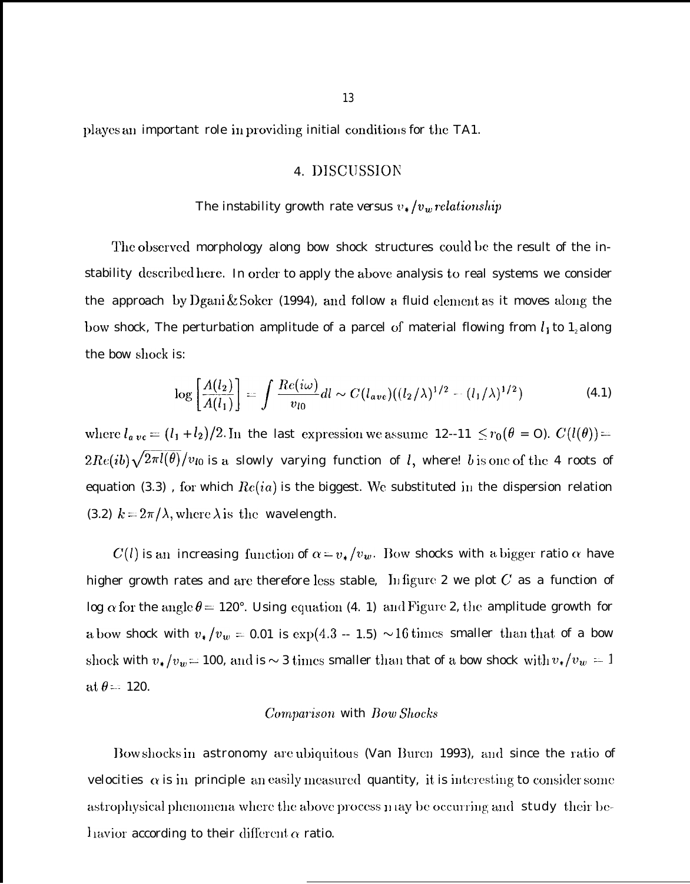playes an important role in providing initial conditions for the TA1.

## 4. DISCUSSION

### The instability growth rate versus $v_*/v_w$ *relationship*

The observed morphology along bow shock structures could be the result of the instability described here. In order to apply the above analysis to real systems we consider the approach by Dgani & Soker (1994), and follow a fluid element as it moves along the bow shock, The perturbation amplitude of a parcel of material flowing from $l_1$ to $l_2$ along the bow shock is:

$$\log\left[\frac{A(l_2)}{A(l_1)}\right] = \int \frac{Re(i\omega)}{v_{l0}} dl \sim C(l_{ave})((l_2/\lambda)^{1/2} - (l_1/\lambda)^{1/2}) \tag{4.1}$$

where $l_{ave} = (l_1 + l_2)/2$. In the last expression we assume $l_2 - l_1 \leq r_0(\theta = 0)$. $C(l(\theta)) = 2Re(ib)\sqrt{2\pi l(\theta)}/v_{l0}$ is a slowly varying function of $l$, where $b$ is one of the 4 roots of equation (3.3), for which $Re(ia)$ is the biggest. We substituted in the dispersion relation (3.2) $k = 2\pi/\lambda$, where $\lambda$ is the wavelength.

$C(l)$ is an increasing function of $\alpha = v_*/v_w$. Bow shocks with a bigger ratio $\alpha$ have higher growth rates and are therefore less stable, In figure 2 we plot $C$ as a function of $\log\alpha$ for the angle $\theta = 120°$. Using equation (4. 1) and Figure 2, the amplitude growth for a bow shock with $v_*/v_w = 0.01$ is $\exp(4.3 - 1.5) \sim 16$ times smaller than that of a bow shock with $v_*/v_w = 100$, and is $\sim 3$ times smaller than that of a bow shock with $v_*/v_w = 1$ at $\theta = 120$.

### *Comparison* with *Bow Shocks*

Bow shocks in astronomy are ubiquitous (Van Buren 1993), and since the ratio of velocities $\alpha$ is in principle an easily measured quantity, it is interesting to consider some astrophysical phenomena where the above process may be occurring and study their behavior according to their different $\alpha$ ratio.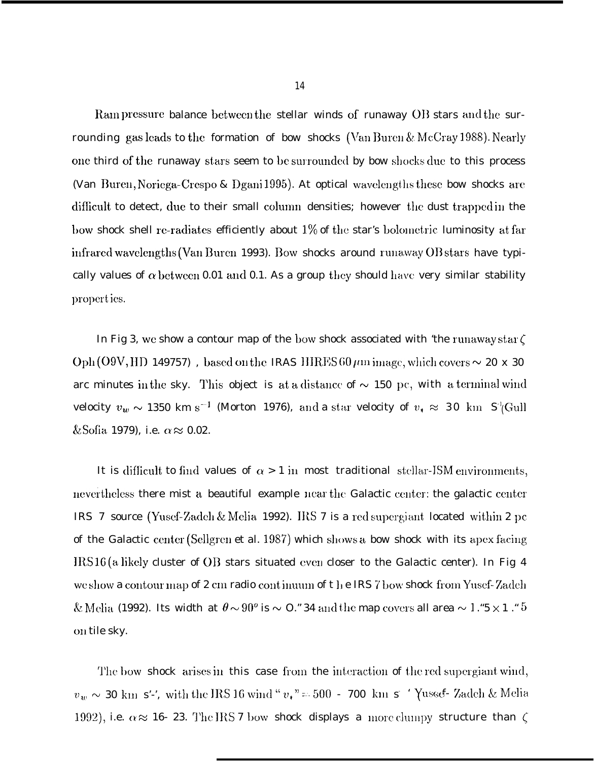Ram pressure balance between the stellar winds of runaway OB stars and the surrounding gas leads to the formation of bow shocks (Van Buren & McCray 1988). Nearly one third of the runaway stars seem to be surrounded by bow shocks due to this process (Van Buren, Noriega-Crespo & Dgani 1995). At optical wavelengths these bow shocks are difficult to detect, due to their small column densities; however the dust trapped in the bow shock shell re-radiates efficiently about 1% of the star's bolometric luminosity at far infrared wavelengths (Van Buren 1993). Bow shocks around runaway OB stars have typically values of $\alpha$ between 0.01 and 0.1. As a group they should have very similar stability properties.

In Fig 3, we show a contour map of the bow shock associated with 'the runaway star $\zeta$ Oph (O9V, HD 149757) , based on the IRAS HIRES 60 $\mu$m image, which covers $\sim$ 20 x 30 arc minutes in the sky. This object is at a distance of $\sim$ 150 pc, with a terminal wind velocity $v_w \sim$ 1350 km $s^{-1}$ (Morton 1976), and a star velocity of $v_* \approx$ 30 km $s^{-1}$ (Gull & Sofia 1979), i.e. $\alpha \approx$ 0.02.

It is difficult to find values of $\alpha > 1$ in most traditional stellar-ISM environments, nevertheless there mist a beautiful example near the Galactic center: the galactic center IRS 7 source (Yusef-Zadeh & Melia 1992). IRS 7 is a red supergiant located within 2 pc of the Galactic center (Sellgren et al. 1987) which shows a bow shock with its apex facing IRS 16 (a likely cluster of OB stars situated even closer to the Galactic center). In Fig 4 we show a contour map of 2 cm radio continuum of the IRS 7 bow shock from Yusef-Zadeh & Melia (1992). Its width at $\theta \sim 90^o$ is $\sim$ 0."34 and the map covers all area $\sim$ 1."5 $\times$ 1."5 on tile sky.

The bow shock arises in this case from the interaction of the red supergiant wind, $v_w \sim$ 30 km $s^{-1}$, with the IRS 16 wind "$v_*$" = 500 - 700 km $s^{-1}$ Yusef-Zadeh & Melia 1992), i.e. $\alpha \approx$ 16- 23. The IRS 7 bow shock displays a more clumpy structure than $\zeta$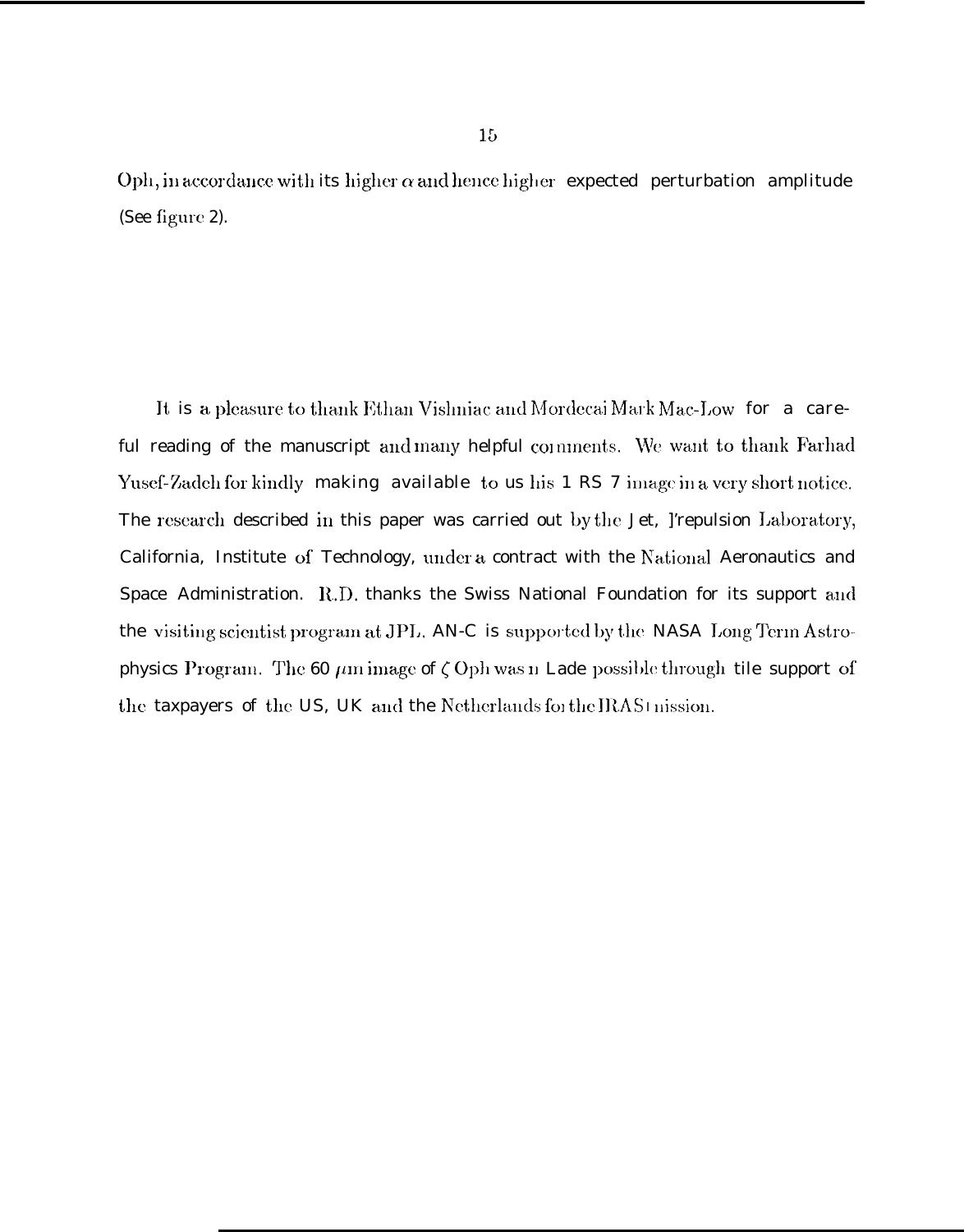Oph, in accordance with its higher $\alpha$ and hence higher expected perturbation amplitude (See figure 2).

It is a pleasure to thank Ethan Vishniac and Mordecai Mark Mac-Low for a careful reading of the manuscript and many helpful comments. We want to thank Farhad Yusef-Zadeh for kindly making available to us his 1 RS 7 image in a very short notice. The research described in this paper was carried out by the Jet, ]'repulsion Laboratory, California, Institute of Technology, under a contract with the National Aeronautics and Space Administration. R.D. thanks the Swiss National Foundation for its support and the visiting scientist program at JPL. AN-C is supported by the NASA Long Term Astrophysics Program. The 60 $\mu$m image of $\zeta$ Oph was n Lade possible through tile support of the taxpayers of the US, UK and the Netherlands for the IRAS mission.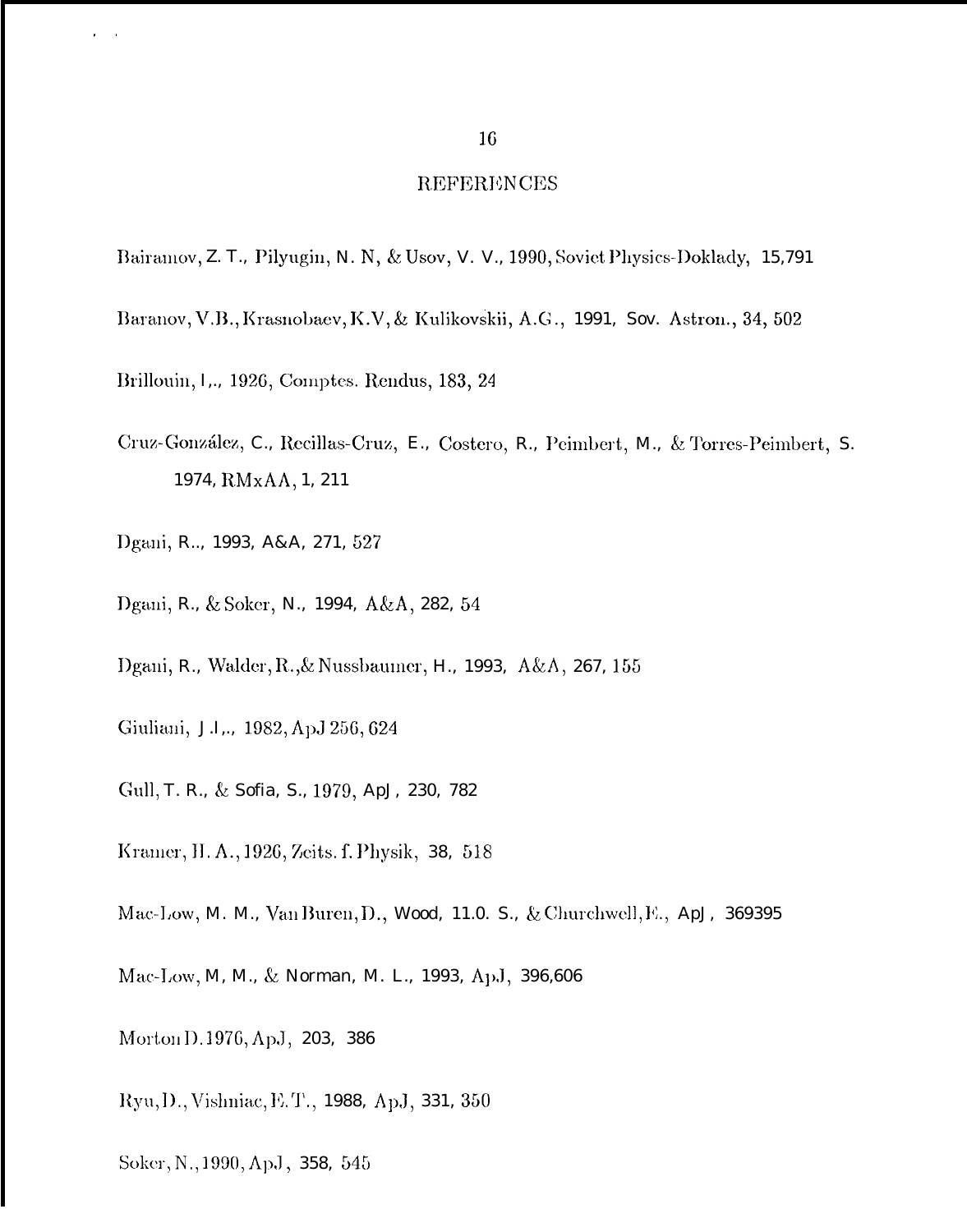# REFERENCES

Bairamov, Z. T., Pilyugin, N. N, & Usov, V. V., 1990, Soviet Physics-Doklady, 15,791

Baranov, V.B., Krasnobaev, K.V, & Kulikovskii, A.G., 1991, Sov. Astron., 34, 502

Brillouin, L., 1926, Comptes. Rendus, 183, 24

Cruz-González, C., Recillas-Cruz, E., Costero, R., Peimbert, M., & Torres-Peimbert, S. 1974, RMxAA, 1, 211

Dgani, R.., 1993, A&A, 271, 527

Dgani, R., & Soker, N., 1994, A&A, 282, 54

Dgani, R., Walder, R.,& Nussbaumer, H., 1993, A&A, 267, 155

Giuliani, J.L., 1982, ApJ 256, 624

Gull, T. R., & Sofia, S., 1979, ApJ, 230, 782

Kramer, H. A., 1926, Zeits. f. Physik, 38, 518

Mac-Low, M. M., Van Buren, D., Wood, 11.0. S., & Churchwell, E., ApJ, 369395

Mac-Low, M, M., & Norman, M. L., 1993, ApJ, 396,606

Morton D.1976, ApJ, 203, 386

Ryu, D., Vishniac, E.T., 1988, ApJ, 331, 350

Soker, N., 1990, ApJ, 358, 545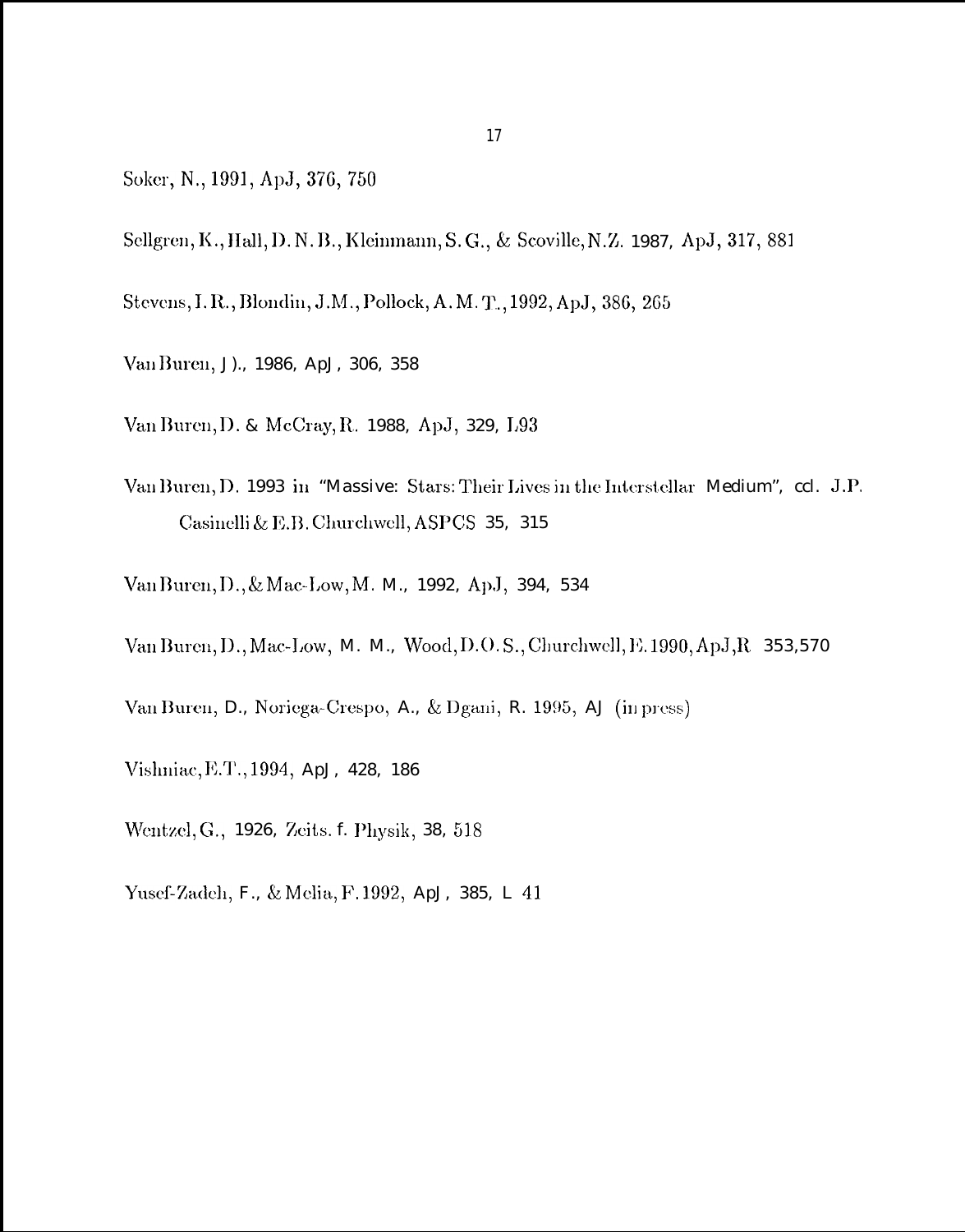Soker, N., 1991, ApJ, 376, 750

Sellgren, K., Hall, D. N. B., Kleinmann, S. G., & Scoville, N.Z. 1987, ApJ, 317, 881

Stevens, I. R., Blondin, J.M., Pollock, A. M. T., 1992, ApJ, 386, 265

Van Buren, J )., 1986, ApJ , 306, 358

Van Buren, D. & McCray, R. 1988, ApJ, 329, L93

Van Buren, D. 1993 in "Massive: Stars: Their Lives in the Interstellar Medium", ccl. J.P. Casinelli & E.B. Churchwell, ASPCS 35, 315

Van Buren, D., & Mac-Low, M. M., 1992, ApJ, 394, 534

Van Buren, D., Mac-Low, M. M., Wood, D.O. S., Churchwell, E. 1990, ApJ, R 353,570

Van Buren, D., Noriega-Crespo, A., & Dgani, R. 1995, AJ (in press)

Vishniac, E.T., 1994, ApJ , 428, 186

Wentzel, G., 1926, Zeits. f. Physik, 38, 518

Yusef-Zadeh, F., & Melia, F. 1992, ApJ , 385, L 41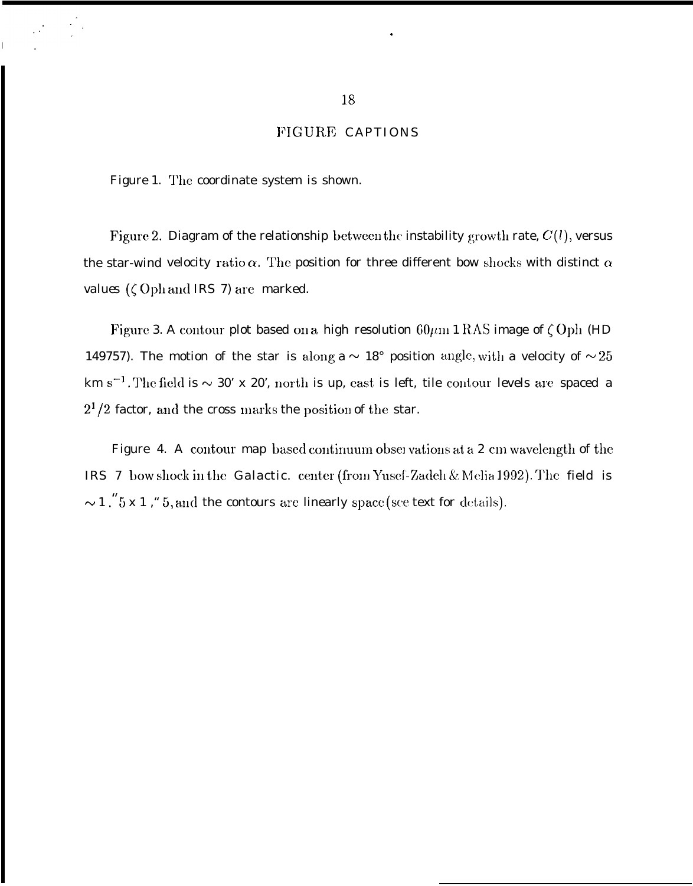# FIGURE CAPTIONS

Figure 1. The coordinate system is shown.

Figure 2. Diagram of the relationship between the instability growth rate, $C(l)$, versus the star-wind velocity ratio $\alpha$. The position for three different bow shocks with distinct $\alpha$ values ($\zeta$ Oph and IRS 7) are marked.

Figure 3. A contour plot based on a high resolution $60\mu$m IRAS image of $\zeta$ Oph (HD 149757). The motion of the star is along a $\sim$ 18° position angle, with a velocity of $\sim 25$ km s$^{-1}$. The field is $\sim$ 30′ x 20′, north is up, east is left, tile contour levels are spaced a $2^1/2$ factor, and the cross marks the position of the star.

Figure 4. A contour map based continuum observations at a 2 cm wavelength of the IRS 7 bow shock in the Galactic. center (from Yusef-Zadeh & Melia 1992). The field is $\sim 1.''5$ x $1.''5$, and the contours are linearly space (see text for details).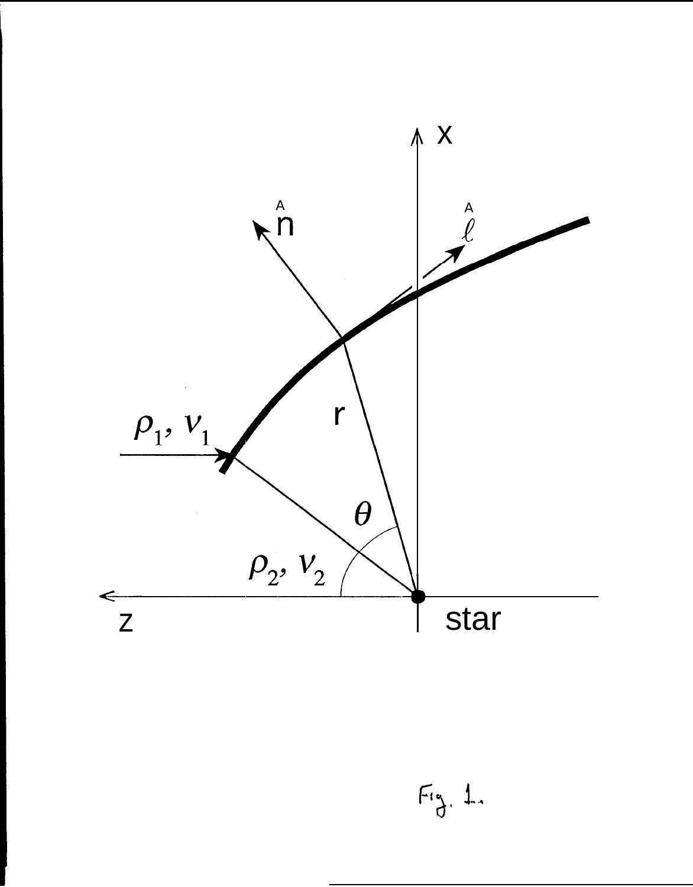Fig. 1.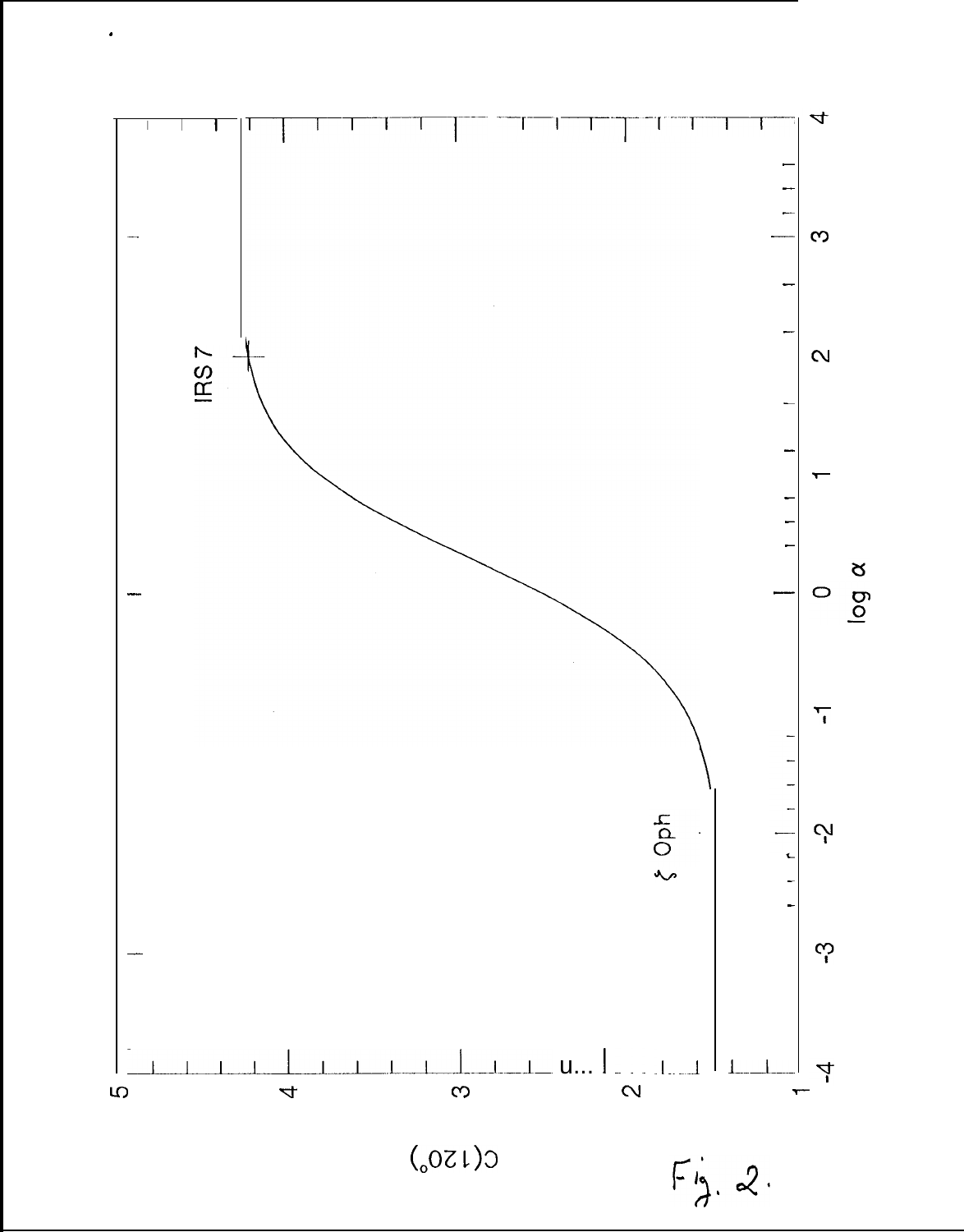Fig. 2.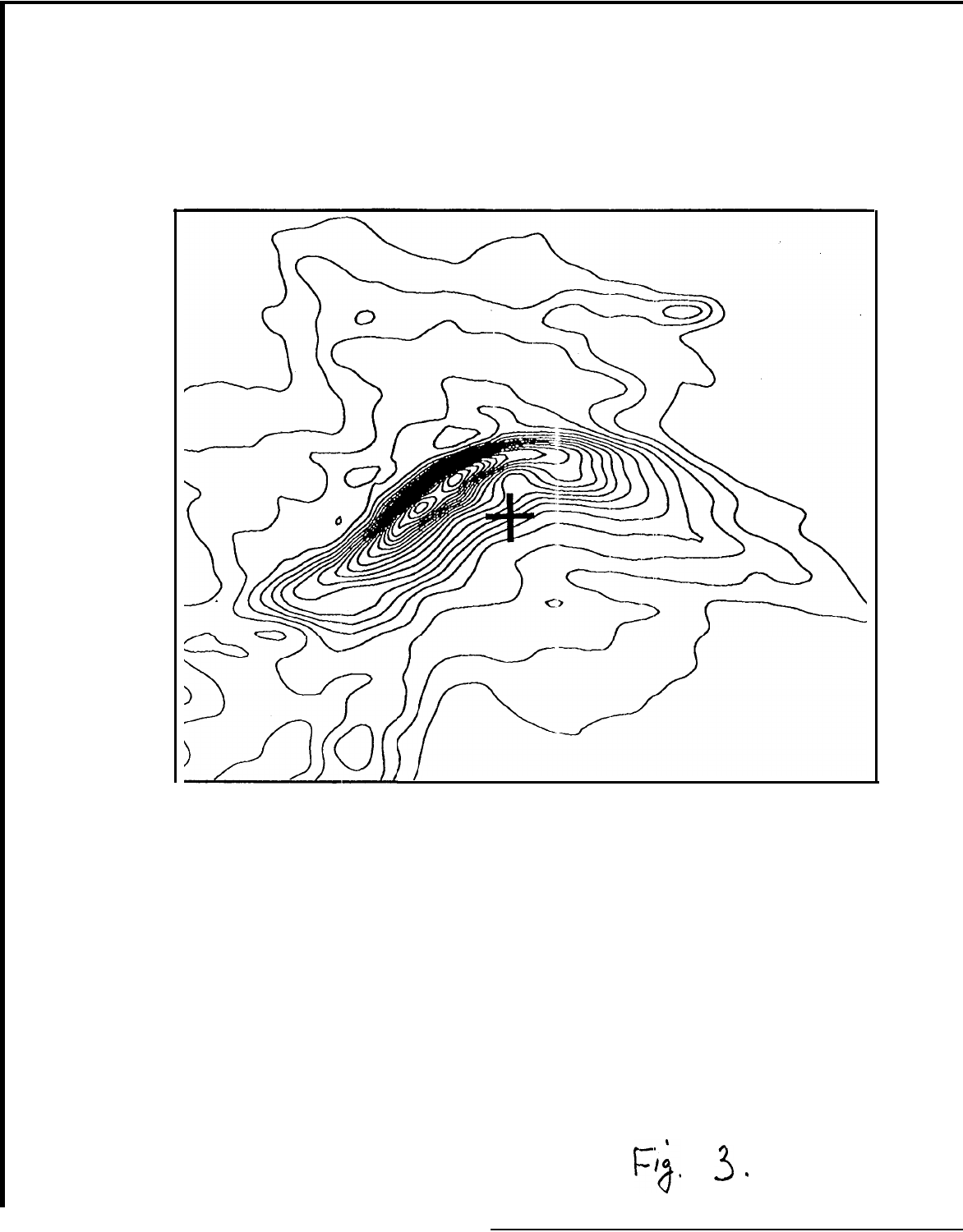Fig. 3.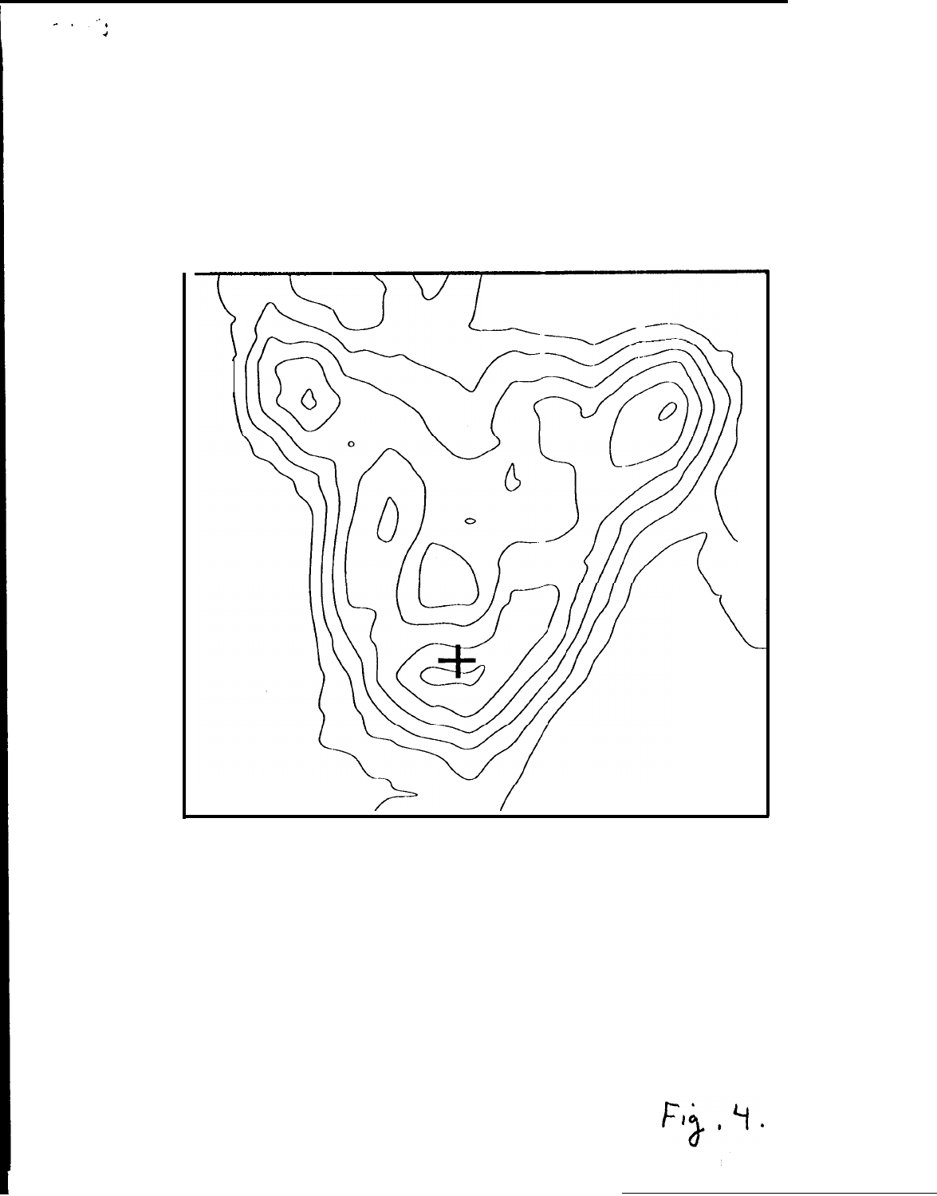Fig. 4.